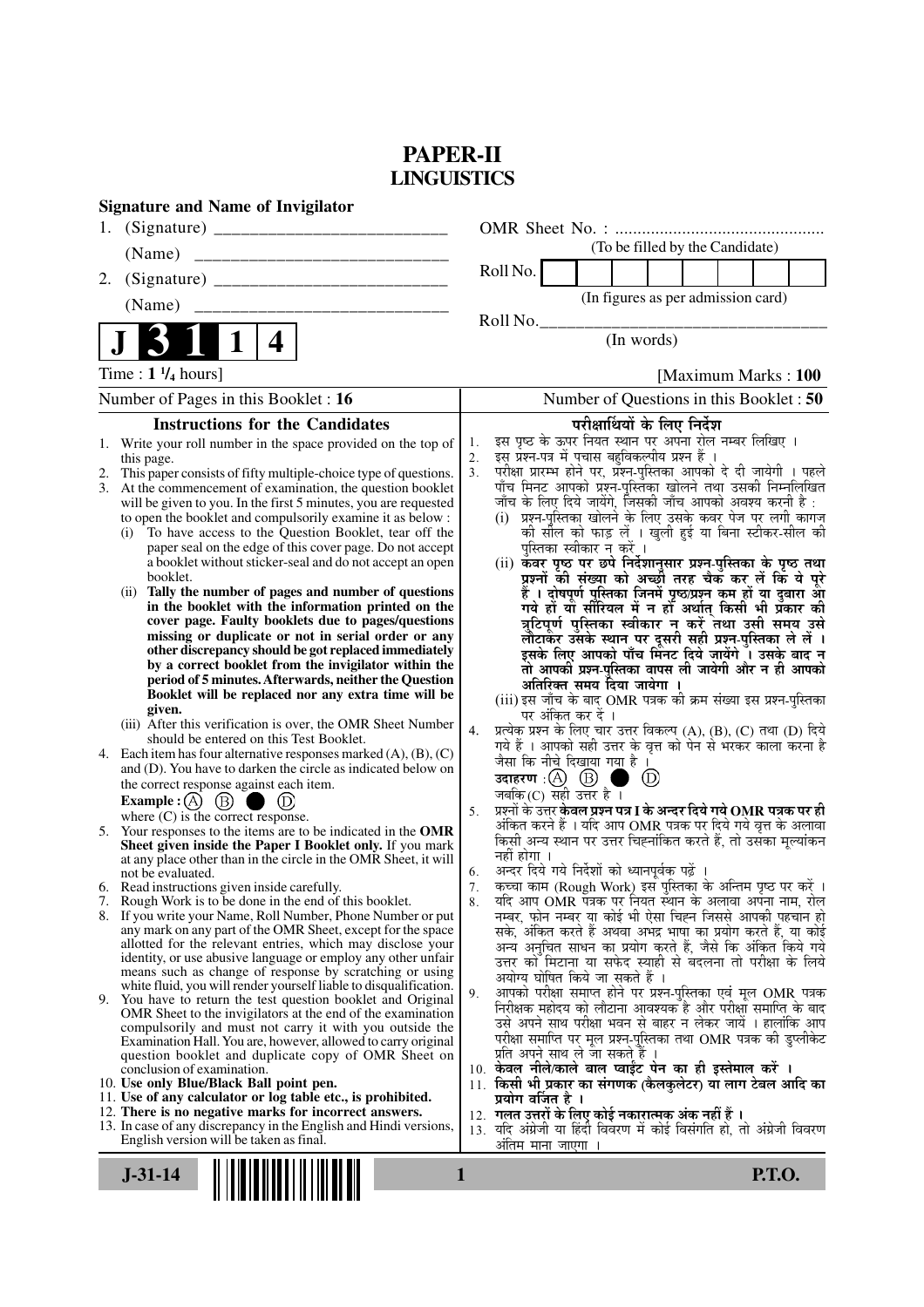# PAPER-II
## LINGUISTICS

**Signature and Name of Invigilator**

1. (Signature) __________________________

   (Name) ____________________________

2. (Signature) __________________________

   (Name) ____________________________

OMR Sheet No. : ...............................................

(To be filled by the Candidate)

Roll No. | | | | | | | | |

(In figures as per admission card)

Roll No.________________________________

(In words)

**J 3 1 1 4**

Time : **1 ¼ hours**] [Maximum Marks : **100**

Number of Pages in this Booklet : 16

Number of Questions in this Booklet : 50

### Instructions for the Candidates

1. Write your roll number in the space provided on the top of this page.
2. This paper consists of fifty multiple-choice type of questions.
3. At the commencement of examination, the question booklet will be given to you. In the first 5 minutes, you are requested to open the booklet and compulsorily examine it as below :
   (i) To have access to the Question Booklet, tear off the paper seal on the edge of this cover page. Do not accept a booklet without sticker-seal and do not accept an open booklet.
   (ii) **Tally the number of pages and number of questions in the booklet with the information printed on the cover page. Faulty booklets due to pages/questions missing or duplicate or not in serial order or any other discrepancy should be got replaced immediately by a correct booklet from the invigilator within the period of 5 minutes. Afterwards, neither the Question Booklet will be replaced nor any extra time will be given.**
   (iii) After this verification is over, the OMR Sheet Number should be entered on this Test Booklet.
4. Each item has four alternative responses marked (A), (B), (C) and (D). You have to darken the circle as indicated below on the correct response against each item.
   **Example :** (A) (B) ● (D)
   where (C) is the correct response.
5. Your responses to the items are to be indicated in the **OMR Sheet given inside the Paper I Booklet only.** If you mark at any place other than in the circle in the OMR Sheet, it will not be evaluated.
6. Read instructions given inside carefully.
7. Rough Work is to be done in the end of this booklet.
8. If you write your Name, Roll Number, Phone Number or put any mark on any part of the OMR Sheet, except for the space allotted for the relevant entries, which may disclose your identity, or use abusive language or employ any other unfair means such as change of response by scratching or using white fluid, you will render yourself liable to disqualification.
9. You have to return the test question booklet and Original OMR Sheet to the invigilators at the end of the examination compulsorily and must not carry it with you outside the Examination Hall. You are, however, allowed to carry original question booklet and duplicate copy of OMR Sheet on conclusion of examination.
10. **Use only Blue/Black Ball point pen.**
11. **Use of any calculator or log table etc., is prohibited.**
12. **There is no negative marks for incorrect answers.**
13. In case of any discrepancy in the English and Hindi versions, English version will be taken as final.

### परीक्षार्थियों के लिए निर्देश

1. इस पृष्ठ के ऊपर नियत स्थान पर अपना रोल नम्बर लिखिए ।
2. इस प्रश्न-पत्र में पचास बहुविकल्पीय प्रश्न हैं ।
3. परीक्षा प्रारम्भ होने पर, प्रश्न-पुस्तिका आपको दे दी जायेगी । पहले पाँच मिनट आपको प्रश्न-पुस्तिका खोलने तथा उसकी निम्नलिखित जाँच के लिए दिये जायेंगे, जिसकी जाँच आपको अवश्य करनी है :
   (i) प्रश्न-पुस्तिका खोलने के लिए उसके कवर पेज पर लगी कागज की सील को फाड़ लें । खुली हुई या बिना स्टीकर-सील की पुस्तिका स्वीकार न करें ।
   (ii) **कवर पृष्ठ पर छपे निर्देशानुसार प्रश्न-पुस्तिका के पृष्ठ तथा प्रश्नों की संख्या को अच्छी तरह चैक कर लें कि ये पूरे हैं । दोषपूर्ण पुस्तिका जिनमें पृष्ठ/प्रश्न कम हों या दुबारा आ गये हों या सीरियल में न हों अर्थात् किसी भी प्रकार की त्रुटिपूर्ण पुस्तिका स्वीकार न करें तथा उसी समय उसे लौटाकर उसके स्थान पर दूसरी सही प्रश्न-पुस्तिका ले लें । इसके लिए आपको पाँच मिनट दिये जायेंगे । उसके बाद न तो आपकी प्रश्न-पुस्तिका वापस ली जायेगी और न ही आपको अतिरिक्त समय दिया जायेगा ।**
   (iii) इस जाँच के बाद OMR पत्रक की क्रम संख्या इस प्रश्न-पुस्तिका पर अंकित कर दें ।
4. प्रत्येक प्रश्न के लिए चार उत्तर विकल्प (A), (B), (C) तथा (D) दिये गये हैं । आपको सही उत्तर के वृत्त को पेन से भरकर काला करना है जैसा कि नीचे दिखाया गया है ।
   **उदाहरण :** (A) (B) ● (D)
   जबकि (C) सही उत्तर है ।
5. प्रश्नों के उत्तर **केवल प्रश्न पत्र I के अन्दर दिये गये OMR पत्रक पर ही** अंकित करने हैं । यदि आप OMR पत्रक पर दिये गये वृत्त के अलावा किसी अन्य स्थान पर उत्तर चिह्नांकित करते हैं, तो उसका मूल्यांकन नहीं होगा ।
6. अन्दर दिये गये निर्देशों को ध्यानपूर्वक पढ़ें ।
7. कच्चा काम (Rough Work) इस पुस्तिका के अन्तिम पृष्ठ पर करें ।
8. यदि आप OMR पत्रक पर नियत स्थान के अलावा अपना नाम, रोल नम्बर, फोन नम्बर या कोई भी ऐसा चिह्न जिससे आपकी पहचान हो सके, अंकित करते हैं अथवा अभद्र भाषा का प्रयोग करते हैं, या कोई अन्य अनुचित साधन का प्रयोग करते हैं, जैसे कि अंकित किये गये उत्तर को मिटाना या सफेद स्याही से बदलना तो परीक्षा के लिये अयोग्य घोषित किये जा सकते हैं ।
9. आपको परीक्षा समाप्त होने पर प्रश्न-पुस्तिका एवं मूल OMR पत्रक निरीक्षक महोदय को लौटाना आवश्यक है और परीक्षा समाप्ति के बाद उसे अपने साथ परीक्षा भवन से बाहर न लेकर जायें । हालांकि आप परीक्षा समाप्ति पर मूल प्रश्न-पुस्तिका तथा OMR पत्रक की डुप्लीकेट प्रति अपने साथ ले जा सकते हैं ।
10. **केवल नीले/काले बाल प्वाईंट पेन का ही इस्तेमाल करें ।**
11. **किसी भी प्रकार का संगणक (कैलकुलेटर) या लाग टेबल आदि का प्रयोग वर्जित है ।**
12. **गलत उत्तरों के लिए कोई नकारात्मक अंक नहीं हैं ।**
13. यदि अंग्रेजी या हिंदी विवरण में कोई विसंगति हो, तो अंग्रेजी विवरण अंतिम माना जाएगा ।

**J-31-14** **P.T.O.**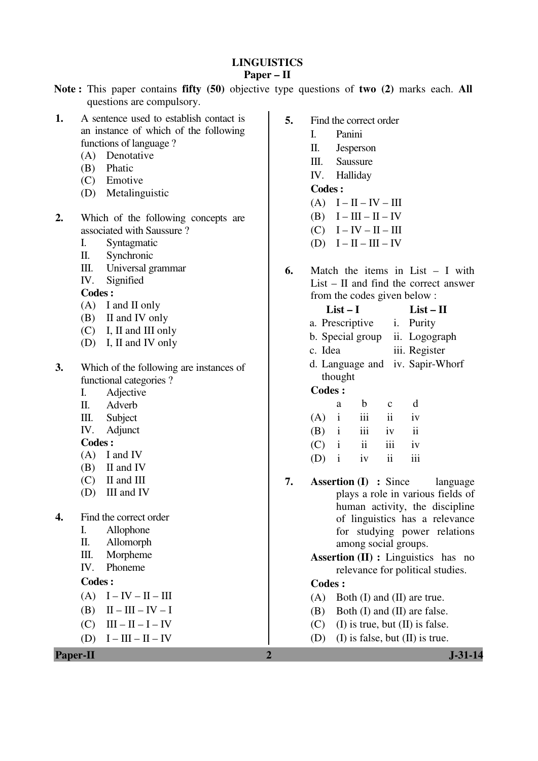# LINGUISTICS

## Paper – II

**Note :** This paper contains **fifty (50)** objective type questions of **two (2)** marks each. **All** questions are compulsory.

**1.** A sentence used to establish contact is an instance of which of the following functions of language ?

(A) Denotative
(B) Phatic
(C) Emotive
(D) Metalinguistic

**2.** Which of the following concepts are associated with Saussure ?

I. Syntagmatic
II. Synchronic
III. Universal grammar
IV. Signified

**Codes :**

(A) I and II only
(B) II and IV only
(C) I, II and III only
(D) I, II and IV only

**3.** Which of the following are instances of functional categories ?

I. Adjective
II. Adverb
III. Subject
IV. Adjunct

**Codes :**

(A) I and IV
(B) II and IV
(C) II and III
(D) III and IV

**4.** Find the correct order

I. Allophone
II. Allomorph
III. Morpheme
IV. Phoneme

**Codes :**

(A) I – IV – II – III
(B) II – III – IV – I
(C) III – II – I – IV
(D) I – III – II – IV

**5.** Find the correct order

I. Panini
II. Jesperson
III. Saussure
IV. Halliday

**Codes :**

(A) I – II – IV – III
(B) I – III – II – IV
(C) I – IV – II – III
(D) I – II – III – IV

**6.** Match the items in List – I with List – II and find the correct answer from the codes given below :

| List – I | List – II |
|---|---|
| a. Prescriptive | i. Purity |
| b. Special group | ii. Logograph |
| c. Idea | iii. Register |
| d. Language and thought | iv. Sapir-Whorf |

**Codes :**

| | a | b | c | d |
|---|---|---|---|---|
| (A) | i | iii | ii | iv |
| (B) | i | iii | iv | ii |
| (C) | i | ii | iii | iv |
| (D) | i | iv | ii | iii |

**7.** **Assertion (I) :** Since language plays a role in various fields of human activity, the discipline of linguistics has a relevance for studying power relations among social groups.

**Assertion (II) :** Linguistics has no relevance for political studies.

**Codes :**

(A) Both (I) and (II) are true.
(B) Both (I) and (II) are false.
(C) (I) is true, but (II) is false.
(D) (I) is false, but (II) is true.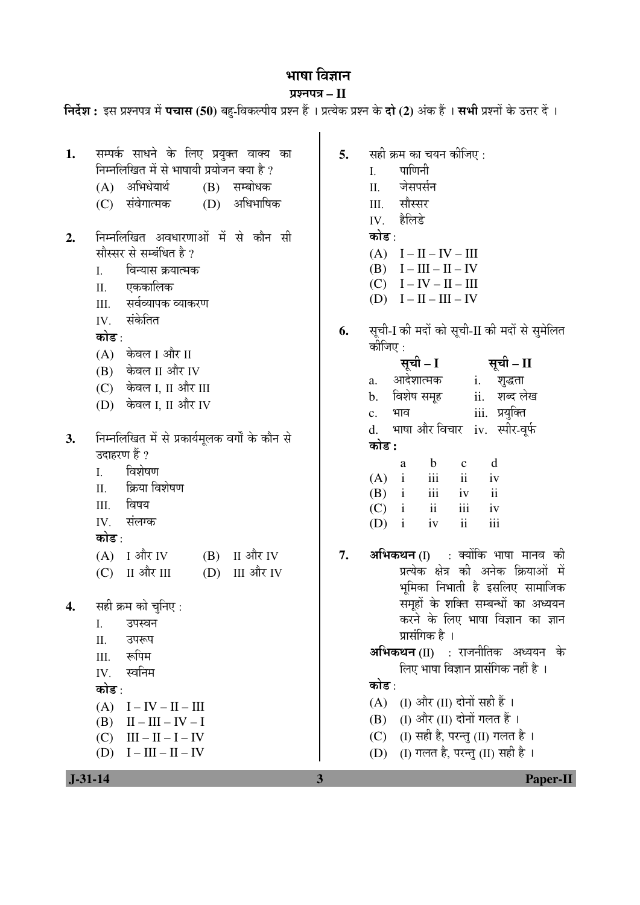# भाषा विज्ञान

## प्रश्नपत्र – II

**निर्देश :** इस प्रश्नपत्र में **पचास (50)** बहु-विकल्पीय प्रश्न हैं । प्रत्येक प्रश्न के **दो (2)** अंक हैं । **सभी** प्रश्नों के उत्तर दें ।

**1.** सम्पर्क साधने के लिए प्रयुक्त वाक्य का निम्नलिखित में से भाषायी प्रयोजन क्या है ?

(A) अभिधेयार्थ (B) सम्बोधक
(C) संवेगात्मक (D) अधिभाषिक

**2.** निम्नलिखित अवधारणाओं में से कौन सी सौस्सर से सम्बंधित है ?

I. विन्यास क्रयात्मक
II. एककालिक
III. सर्वव्यापक व्याकरण
IV. संकेतित

**कोड** :

(A) केवल I और II
(B) केवल II और IV
(C) केवल I, II और III
(D) केवल I, II और IV

**3.** निम्नलिखित में से प्रकार्यमूलक वर्गों के कौन से उदाहरण हैं ?

I. विशेषण
II. क्रिया विशेषण
III. विषय
IV. संलग्क

**कोड** :

(A) I और IV (B) II और IV
(C) II और III (D) III और IV

**4.** सही क्रम को चुनिए :

I. उपस्वन
II. उपरूप
III. रूपिम
IV. स्वनिम

**कोड** :

(A) I – IV – II – III
(B) II – III – IV – I
(C) III – II – I – IV
(D) I – III – II – IV

**5.** सही क्रम का चयन कीजिए :

I. पाणिनी
II. जेसपर्सन
III. सौस्सर
IV. हैलिडे

**कोड** :

(A) I – II – IV – III
(B) I – III – II – IV
(C) I – IV – II – III
(D) I – II – III – IV

**6.** सूची-I की मदों को सूची-II की मदों से सुमेलित कीजिए :

| | सूची – I | | सूची – II |
|---|---|---|---|
| a. | आदेशात्मक | i. | शुद्धता |
| b. | विशेष समूह | ii. | शब्द लेख |
| c. | भाव | iii. | प्रयुक्ति |
| d. | भाषा और विचार | iv. | स्पीर-वूर्फ |

**कोड :**

| | a | b | c | d |
|---|---|---|---|---|
| (A) | i | iii | ii | iv |
| (B) | i | iii | iv | ii |
| (C) | i | ii | iii | iv |
| (D) | i | iv | ii | iii |

**7.** **अभिकथन** (I) : क्योंकि भाषा मानव की प्रत्येक क्षेत्र की अनेक क्रियाओं में भूमिका निभाती है इसलिए सामाजिक समूहों के शक्ति सम्बन्धों का अध्ययन करने के लिए भाषा विज्ञान का ज्ञान प्रासंगिक है ।

**अभिकथन** (II) : राजनीतिक अध्ययन के लिए भाषा विज्ञान प्रासंगिक नहीं है ।

**कोड** :

(A) (I) और (II) दोनों सही हैं ।
(B) (I) और (II) दोनों गलत हैं ।
(C) (I) सही है, परन्तु (II) गलत है ।
(D) (I) गलत है, परन्तु (II) सही है ।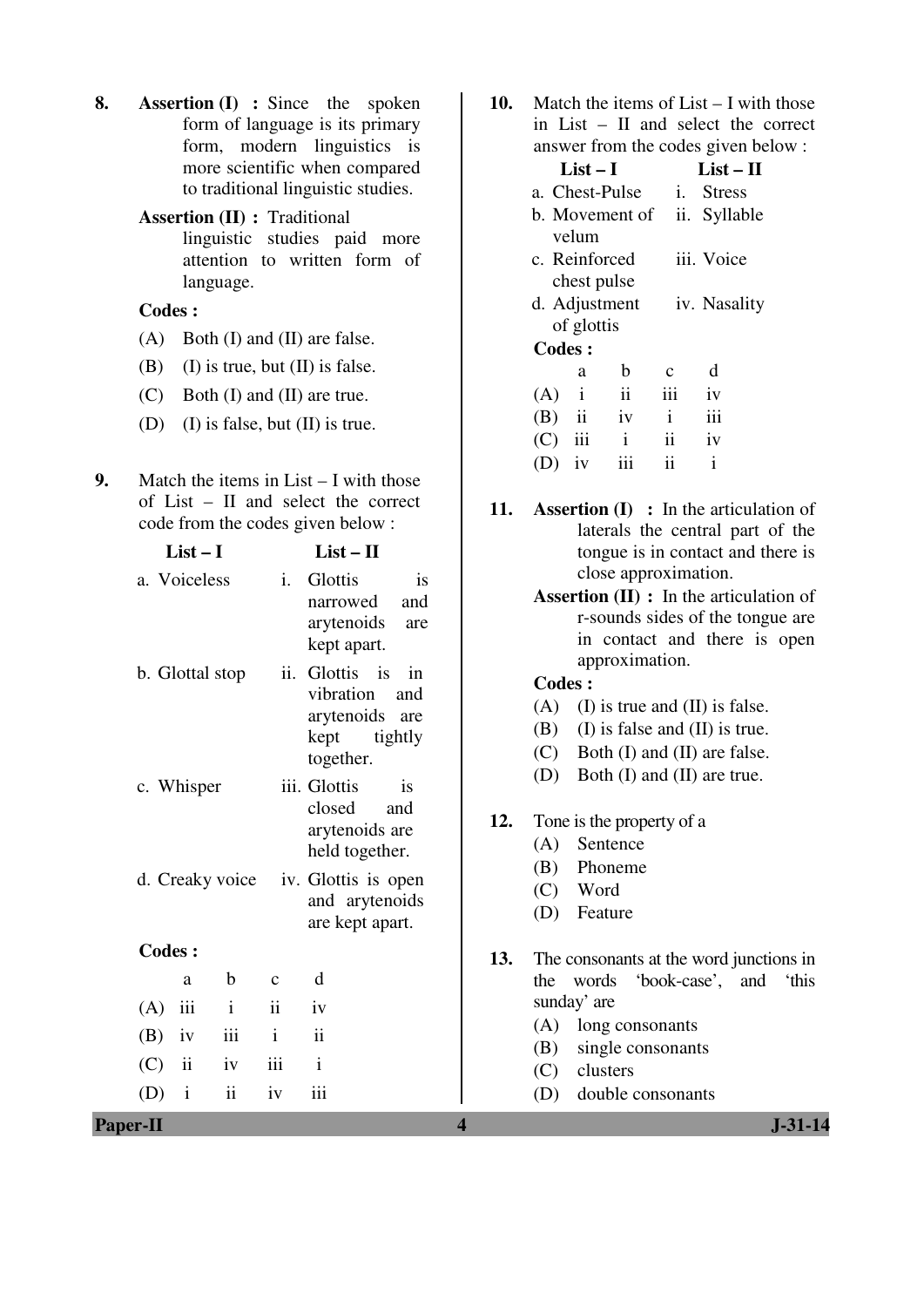**8.** **Assertion (I) :** Since the spoken form of language is its primary form, modern linguistics is more scientific when compared to traditional linguistic studies.

**Assertion (II) :** Traditional linguistic studies paid more attention to written form of language.

**Codes :**

(A) Both (I) and (II) are false.

(B) (I) is true, but (II) is false.

(C) Both (I) and (II) are true.

(D) (I) is false, but (II) is true.

**9.** Match the items in List – I with those of List – II and select the correct code from the codes given below :

| List – I | List – II |
|---|---|
| a. Voiceless | i. Glottis is narrowed and arytenoids are kept apart. |
| b. Glottal stop | ii. Glottis is in vibration and arytenoids are kept tightly together. |
| c. Whisper | iii. Glottis is closed and arytenoids are held together. |
| d. Creaky voice | iv. Glottis is open and arytenoids are kept apart. |

**Codes :**

| | a | b | c | d |
|---|---|---|---|---|
| (A) | iii | i | ii | iv |
| (B) | iv | iii | i | ii |
| (C) | ii | iv | iii | i |
| (D) | i | ii | iv | iii |

**10.** Match the items of List – I with those in List – II and select the correct answer from the codes given below :

| List – I | List – II |
|---|---|
| a. Chest-Pulse | i. Stress |
| b. Movement of velum | ii. Syllable |
| c. Reinforced chest pulse | iii. Voice |
| d. Adjustment of glottis | iv. Nasality |

**Codes :**

| | a | b | c | d |
|---|---|---|---|---|
| (A) | i | ii | iii | iv |
| (B) | ii | iv | i | iii |
| (C) | iii | i | ii | iv |
| (D) | iv | iii | ii | i |

**11.** **Assertion (I) :** In the articulation of laterals the central part of the tongue is in contact and there is close approximation.

**Assertion (II) :** In the articulation of r-sounds sides of the tongue are in contact and there is open approximation.

**Codes :**

(A) (I) is true and (II) is false.

(B) (I) is false and (II) is true.

(C) Both (I) and (II) are false.

(D) Both (I) and (II) are true.

**12.** Tone is the property of a

(A) Sentence

(B) Phoneme

(C) Word

(D) Feature

**13.** The consonants at the word junctions in the words 'book-case', and 'this sunday' are

(A) long consonants

(B) single consonants

(C) clusters

(D) double consonants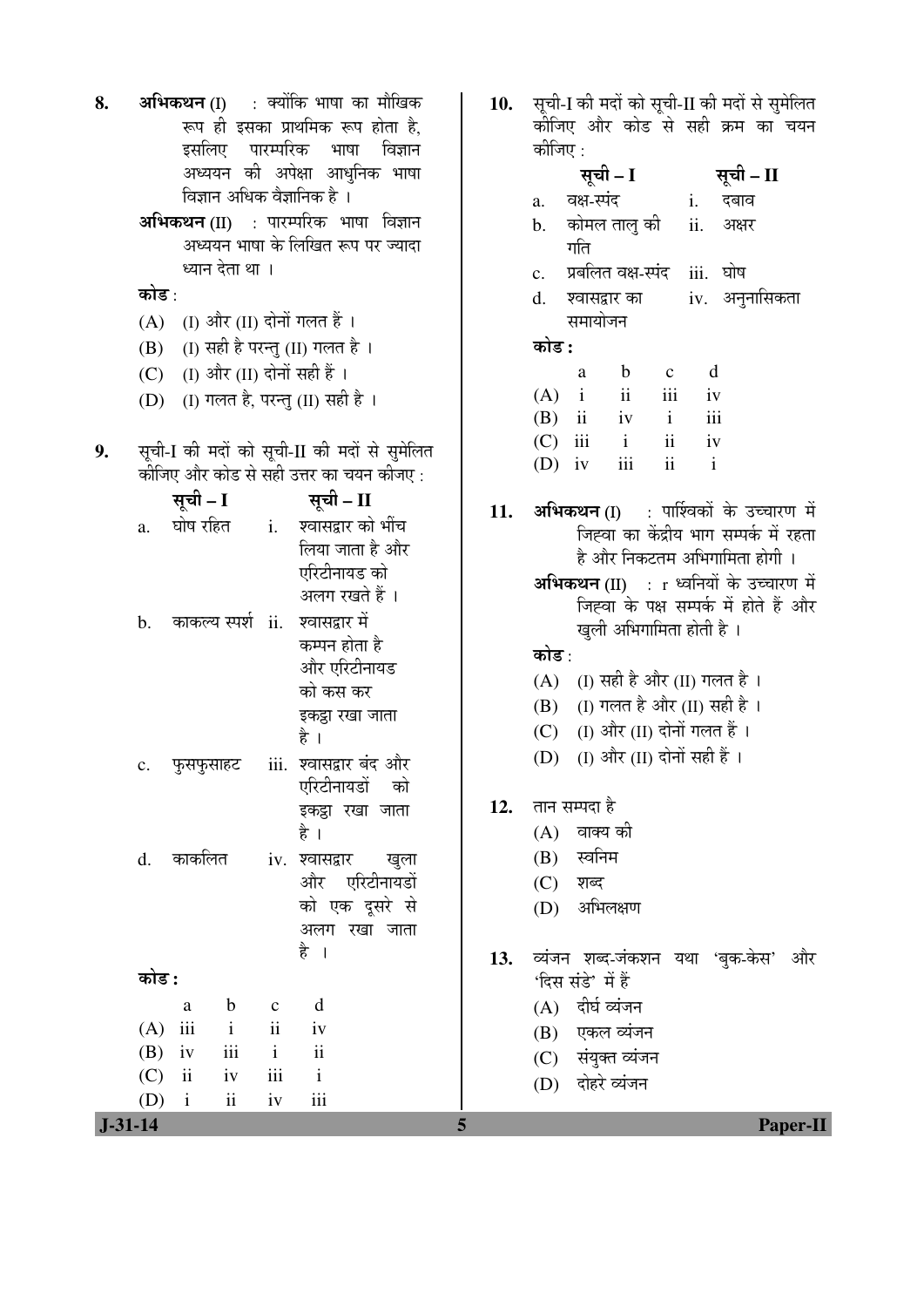8. **अभिकथन** (I) : क्योंकि भाषा का मौखिक रूप ही इसका प्राथमिक रूप होता है, इसलिए पारम्परिक भाषा विज्ञान अध्ययन की अपेक्षा आधुनिक भाषा विज्ञान अधिक वैज्ञानिक है ।

   **अभिकथन** (II) : पारम्परिक भाषा विज्ञान अध्ययन भाषा के लिखित रूप पर ज्यादा ध्यान देता था ।

   **कोड** :

   (A) (I) और (II) दोनों गलत हैं ।
   (B) (I) सही है परन्तु (II) गलत है ।
   (C) (I) और (II) दोनों सही हैं ।
   (D) (I) गलत है, परन्तु (II) सही है ।

9. सूची-I की मदों को सूची-II की मदों से सुमेलित कीजिए और कोड से सही उत्तर का चयन कीजिए :

| | **सूची – I** | | **सूची – II** |
|---|---|---|---|
| a. | घोष रहित | i. | श्वासद्वार को भींच लिया जाता है और एरिटीनायड को अलग रखते हैं । |
| b. | काकल्य स्पर्श | ii. | श्वासद्वार में कम्पन होता है और एरिटीनायड को कस कर इकट्ठा रखा जाता है । |
| c. | फुसफुसाहट | iii. | श्वासद्वार बंद और एरिटीनायडों को इकट्ठा रखा जाता है । |
| d. | काकलित | iv. | श्वासद्वार खुला और एरिटीनायडों को एक दूसरे से अलग रखा जाता है । |

   **कोड :**

| | a | b | c | d |
|---|---|---|---|---|
| (A) | iii | i | ii | iv |
| (B) | iv | iii | i | ii |
| (C) | ii | iv | iii | i |
| (D) | i | ii | iv | iii |

10. सूची-I की मदों को सूची-II की मदों से सुमेलित कीजिए और कोड से सही क्रम का चयन कीजिए :

| | **सूची – I** | | **सूची – II** |
|---|---|---|---|
| a. | वक्ष-स्पंद | i. | दबाव |
| b. | कोमल तालु की गति | ii. | अक्षर |
| c. | प्रबलित वक्ष-स्पंद | iii. | घोष |
| d. | श्वासद्वार का समायोजन | iv. | अनुनासिकता |

   **कोड :**

| | a | b | c | d |
|---|---|---|---|---|
| (A) | i | ii | iii | iv |
| (B) | ii | iv | i | iii |
| (C) | iii | i | ii | iv |
| (D) | iv | iii | ii | i |

11. **अभिकथन** (I) : पार्श्विकों के उच्चारण में जिह्वा का केंद्रीय भाग सम्पर्क में रहता है और निकटतम अभिगामिता होगी ।

    **अभिकथन** (II) : r ध्वनियों के उच्चारण में जिह्वा के पक्ष सम्पर्क में होते हैं और खुली अभिगामिता होती है ।

    **कोड** :

    (A) (I) सही है और (II) गलत है ।
    (B) (I) गलत है और (II) सही है ।
    (C) (I) और (II) दोनों गलत हैं ।
    (D) (I) और (II) दोनों सही हैं ।

12. तान सम्पदा है

    (A) वाक्य की
    (B) स्वनिम
    (C) शब्द
    (D) अभिलक्षण

13. व्यंजन शब्द-जंकशन यथा 'बुक-केस' और 'दिस संडे' में हैं

    (A) दीर्घ व्यंजन
    (B) एकल व्यंजन
    (C) संयुक्त व्यंजन
    (D) दोहरे व्यंजन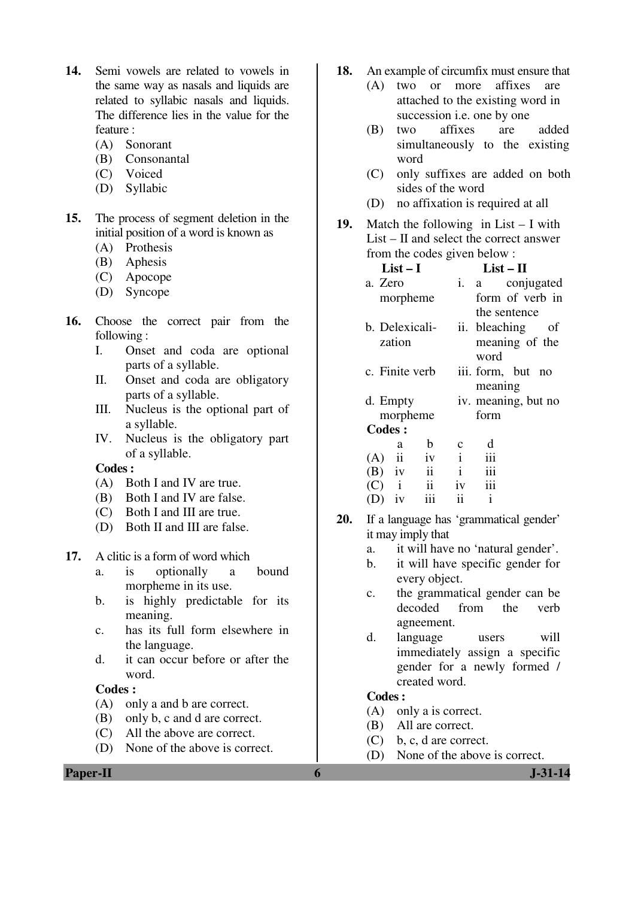**14.** Semi vowels are related to vowels in the same way as nasals and liquids are related to syllabic nasals and liquids. The difference lies in the value for the feature :

(A) Sonorant
(B) Consonantal
(C) Voiced
(D) Syllabic

**15.** The process of segment deletion in the initial position of a word is known as

(A) Prothesis
(B) Aphesis
(C) Apocope
(D) Syncope

**16.** Choose the correct pair from the following :

I. Onset and coda are optional parts of a syllable.
II. Onset and coda are obligatory parts of a syllable.
III. Nucleus is the optional part of a syllable.
IV. Nucleus is the obligatory part of a syllable.

**Codes :**

(A) Both I and IV are true.
(B) Both I and IV are false.
(C) Both I and III are true.
(D) Both II and III are false.

**17.** A clitic is a form of word which

a. is optionally a bound morpheme in its use.
b. is highly predictable for its meaning.
c. has its full form elsewhere in the language.
d. it can occur before or after the word.

**Codes :**

(A) only a and b are correct.
(B) only b, c and d are correct.
(C) All the above are correct.
(D) None of the above is correct.

**18.** An example of circumfix must ensure that

(A) two or more affixes are attached to the existing word in succession i.e. one by one
(B) two affixes are added simultaneously to the existing word
(C) only suffixes are added on both sides of the word
(D) no affixation is required at all

**19.** Match the following in List – I with List – II and select the correct answer from the codes given below :

| List – I | List – II |
|---|---|
| a. Zero morpheme | i. a conjugated form of verb in the sentence |
| b. Delexicalization | ii. bleaching of meaning of the word |
| c. Finite verb | iii. form, but no meaning |
| d. Empty morpheme | iv. meaning, but no form |

**Codes :**

| | a | b | c | d |
|---|---|---|---|---|
| (A) | ii | iv | i | iii |
| (B) | iv | ii | i | iii |
| (C) | i | ii | iv | iii |
| (D) | iv | iii | ii | i |

**20.** If a language has 'grammatical gender' it may imply that

a. it will have no 'natural gender'.
b. it will have specific gender for every object.
c. the grammatical gender can be decoded from the verb agreement.
d. language users will immediately assign a specific gender for a newly formed / created word.

**Codes :**

(A) only a is correct.
(B) All are correct.
(C) b, c, d are correct.
(D) None of the above is correct.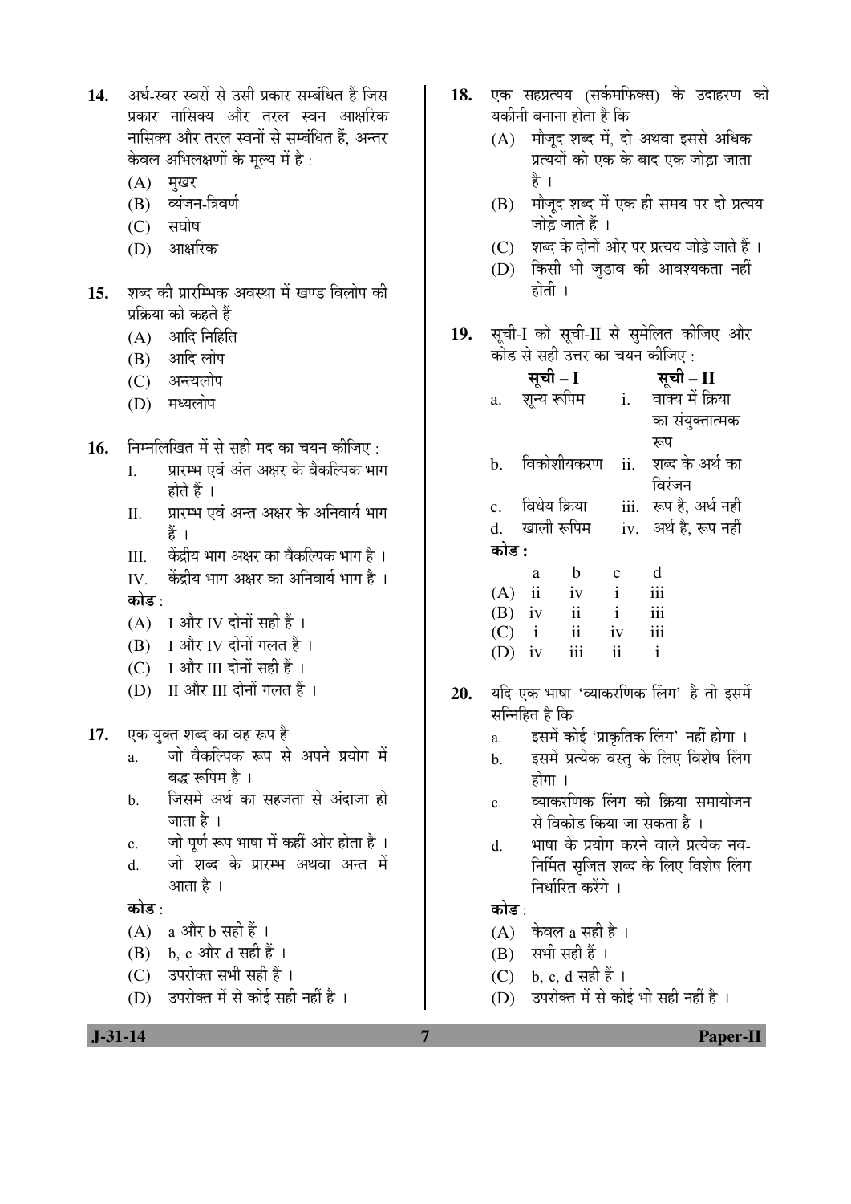14. अर्ध-स्वर स्वरों से उसी प्रकार सम्बंधित हैं जिस प्रकार नासिक्य और तरल स्वन आक्षरिक नासिक्य और तरल स्वनों से सम्बंधित हैं, अन्तर केवल अभिलक्षणों के मूल्य में है :
   - (A) मुखर
   - (B) व्यंजन-त्रिवर्ण
   - (C) सघोष
   - (D) आक्षरिक

15. शब्द की प्रारम्भिक अवस्था में खण्ड विलोप की प्रक्रिया को कहते हैं
   - (A) आदि निहिति
   - (B) आदि लोप
   - (C) अन्त्यलोप
   - (D) मध्यलोप

16. निम्नलिखित में से सही मद का चयन कीजिए :
   - I. प्रारम्भ एवं अंत अक्षर के वैकल्पिक भाग होते हैं ।
   - II. प्रारम्भ एवं अन्त अक्षर के अनिवार्य भाग हैं ।
   - III. केंद्रीय भाग अक्षर का वैकल्पिक भाग है ।
   - IV. केंद्रीय भाग अक्षर का अनिवार्य भाग है ।

   कोड :
   - (A) I और IV दोनों सही हैं ।
   - (B) I और IV दोनों गलत हैं ।
   - (C) I और III दोनों सही हैं ।
   - (D) II और III दोनों गलत हैं ।

17. एक युक्त शब्द का वह रूप है
   - a. जो वैकल्पिक रूप से अपने प्रयोग में बद्ध रूपिम है ।
   - b. जिसमें अर्थ का सहजता से अंदाजा हो जाता है ।
   - c. जो पूर्ण रूप भाषा में कहीं ओर होता है ।
   - d. जो शब्द के प्रारम्भ अथवा अन्त में आता है ।

   कोड :
   - (A) a और b सही हैं ।
   - (B) b, c और d सही हैं ।
   - (C) उपरोक्त सभी सही हैं ।
   - (D) उपरोक्त में से कोई सही नहीं है ।

18. एक सहप्रत्यय (सर्कमफिक्स) के उदाहरण को यकीनी बनाना होता है कि
   - (A) मौजूद शब्द में, दो अथवा इससे अधिक प्रत्ययों को एक के बाद एक जोड़ा जाता है ।
   - (B) मौजूद शब्द में एक ही समय पर दो प्रत्यय जोड़े जाते हैं ।
   - (C) शब्द के दोनों ओर पर प्रत्यय जोड़े जाते हैं ।
   - (D) किसी भी जुड़ाव की आवश्यकता नहीं होती ।

19. सूची-I को सूची-II से सुमेलित कीजिए और कोड से सही उत्तर का चयन कीजिए :

| सूची – I | सूची – II |
|---|---|
| a. शून्य रूपिम | i. वाक्य में क्रिया का संयुक्तात्मक रूप |
| b. विकोशीयकरण | ii. शब्द के अर्थ का विरंजन |
| c. विधेय क्रिया | iii. रूप है, अर्थ नहीं |
| d. खाली रूपिम | iv. अर्थ है, रूप नहीं |

   कोड :

| | a | b | c | d |
|---|---|---|---|---|
| (A) | ii | iv | i | iii |
| (B) | iv | ii | i | iii |
| (C) | i | ii | iv | iii |
| (D) | iv | iii | ii | i |

20. यदि एक भाषा 'व्याकरणिक लिंग' है तो इसमें सन्निहित है कि
   - a. इसमें कोई 'प्राकृतिक लिंग' नहीं होगा ।
   - b. इसमें प्रत्येक वस्तु के लिए विशेष लिंग होगा ।
   - c. व्याकरणिक लिंग को क्रिया समायोजन से विकोड किया जा सकता है ।
   - d. भाषा के प्रयोग करने वाले प्रत्येक नव-निर्मित सृजित शब्द के लिए विशेष लिंग निर्धारित करेंगे ।

   कोड :
   - (A) केवल a सही है ।
   - (B) सभी सही हैं ।
   - (C) b, c, d सही हैं ।
   - (D) उपरोक्त में से कोई भी सही नहीं है ।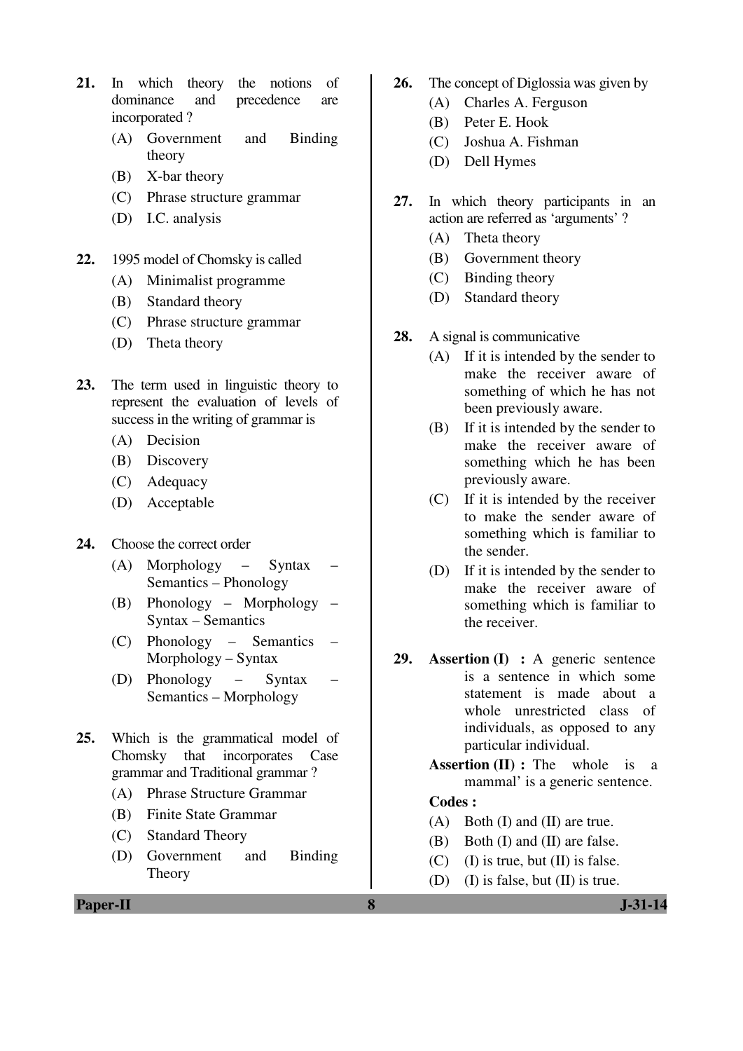21. In which theory the notions of dominance and precedence are incorporated ?
    (A) Government and Binding theory
    (B) X-bar theory
    (C) Phrase structure grammar
    (D) I.C. analysis

22. 1995 model of Chomsky is called
    (A) Minimalist programme
    (B) Standard theory
    (C) Phrase structure grammar
    (D) Theta theory

23. The term used in linguistic theory to represent the evaluation of levels of success in the writing of grammar is
    (A) Decision
    (B) Discovery
    (C) Adequacy
    (D) Acceptable

24. Choose the correct order
    (A) Morphology – Syntax – Semantics – Phonology
    (B) Phonology – Morphology – Syntax – Semantics
    (C) Phonology – Semantics – Morphology – Syntax
    (D) Phonology – Syntax – Semantics – Morphology

25. Which is the grammatical model of Chomsky that incorporates Case grammar and Traditional grammar ?
    (A) Phrase Structure Grammar
    (B) Finite State Grammar
    (C) Standard Theory
    (D) Government and Binding Theory

26. The concept of Diglossia was given by
    (A) Charles A. Ferguson
    (B) Peter E. Hook
    (C) Joshua A. Fishman
    (D) Dell Hymes

27. In which theory participants in an action are referred as 'arguments' ?
    (A) Theta theory
    (B) Government theory
    (C) Binding theory
    (D) Standard theory

28. A signal is communicative
    (A) If it is intended by the sender to make the receiver aware of something of which he has not been previously aware.
    (B) If it is intended by the sender to make the receiver aware of something which he has been previously aware.
    (C) If it is intended by the receiver to make the sender aware of something which is familiar to the sender.
    (D) If it is intended by the sender to make the receiver aware of something which is familiar to the receiver.

29. **Assertion (I) :** A generic sentence is a sentence in which some statement is made about a whole unrestricted class of individuals, as opposed to any particular individual.

    **Assertion (II) :** The whole is a mammal' is a generic sentence.

    **Codes :**
    (A) Both (I) and (II) are true.
    (B) Both (I) and (II) are false.
    (C) (I) is true, but (II) is false.
    (D) (I) is false, but (II) is true.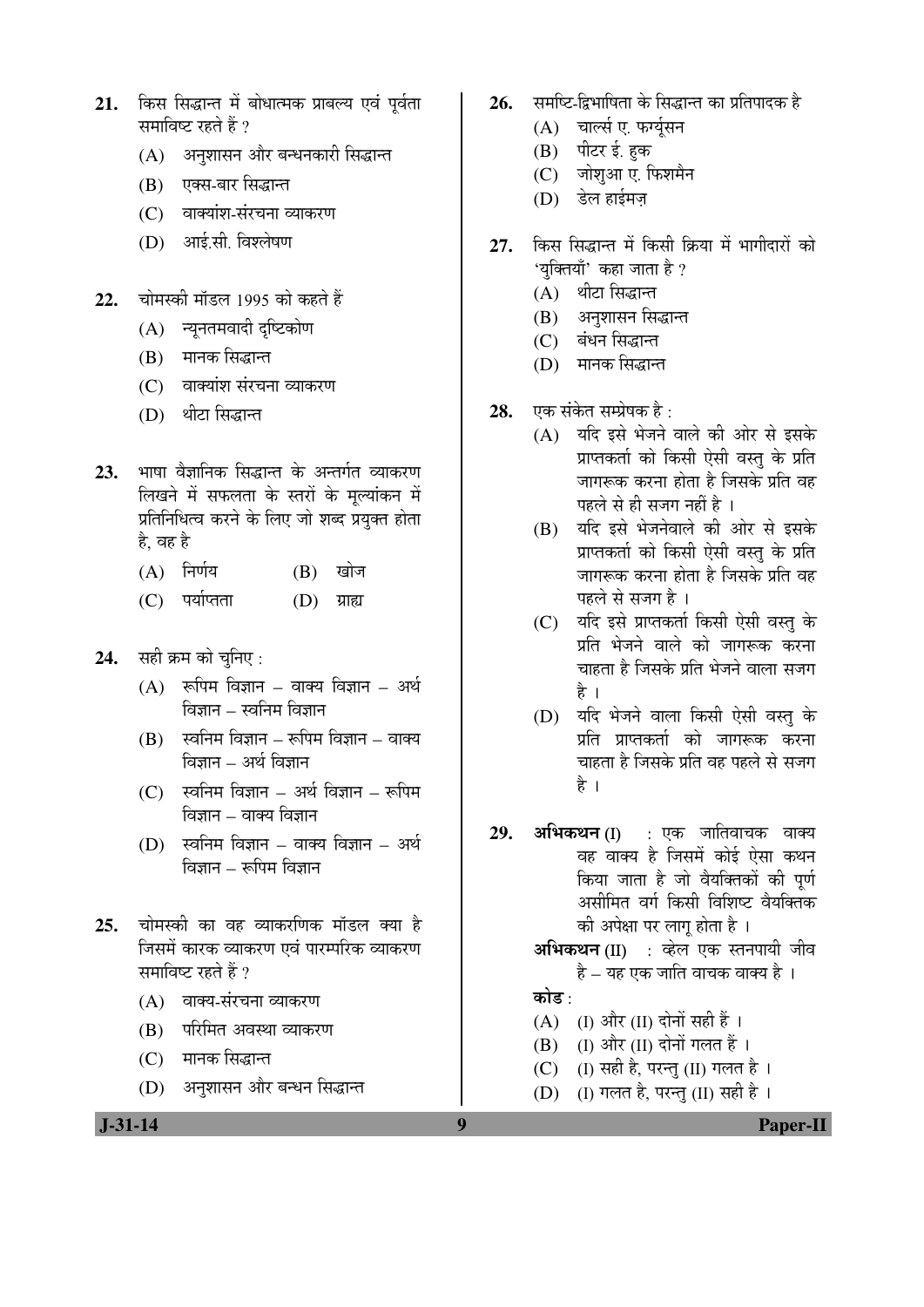21. किस सिद्धान्त में बोधात्मक प्राबल्य एवं पूर्वता समाविष्ट रहते हैं ?
    (A) अनुशासन और बन्धनकारी सिद्धान्त
    (B) एक्स-बार सिद्धान्त
    (C) वाक्यांश-संरचना व्याकरण
    (D) आई.सी. विश्लेषण

22. चोमस्की मॉडल 1995 को कहते हैं
    (A) न्यूनतमवादी दृष्टिकोण
    (B) मानक सिद्धान्त
    (C) वाक्यांश संरचना व्याकरण
    (D) थीटा सिद्धान्त

23. भाषा वैज्ञानिक सिद्धान्त के अन्तर्गत व्याकरण लिखने में सफलता के स्तरों के मूल्यांकन में प्रतिनिधित्व करने के लिए जो शब्द प्रयुक्त होता है, वह है
    (A) निर्णय
    (B) खोज
    (C) पर्याप्तता
    (D) ग्राह्य

24. सही क्रम को चुनिए :
    (A) रूपिम विज्ञान – वाक्य विज्ञान – अर्थ विज्ञान – स्वनिम विज्ञान
    (B) स्वनिम विज्ञान – रूपिम विज्ञान – वाक्य विज्ञान – अर्थ विज्ञान
    (C) स्वनिम विज्ञान – अर्थ विज्ञान – रूपिम विज्ञान – वाक्य विज्ञान
    (D) स्वनिम विज्ञान – वाक्य विज्ञान – अर्थ विज्ञान – रूपिम विज्ञान

25. चोमस्की का वह व्याकरणिक मॉडल क्या है जिसमें कारक व्याकरण एवं पारम्परिक व्याकरण समाविष्ट रहते हैं ?
    (A) वाक्य-संरचना व्याकरण
    (B) परिमित अवस्था व्याकरण
    (C) मानक सिद्धान्त
    (D) अनुशासन और बन्धन सिद्धान्त

26. समष्टि-द्विभाषिता के सिद्धान्त का प्रतिपादक है
    (A) चार्ल्स ए. फर्ग्यूसन
    (B) पीटर ई. हुक
    (C) जोशुआ ए. फिशमैन
    (D) डेल हाईमज़

27. किस सिद्धान्त में किसी क्रिया में भागीदारों को 'युक्तियाँ' कहा जाता है ?
    (A) थीटा सिद्धान्त
    (B) अनुशासन सिद्धान्त
    (C) बंधन सिद्धान्त
    (D) मानक सिद्धान्त

28. एक संकेत सम्प्रेषक है :
    (A) यदि इसे भेजने वाले की ओर से इसके प्राप्तकर्ता को किसी ऐसी वस्तु के प्रति जागरूक करना होता है जिसके प्रति वह पहले से ही सजग नहीं है ।
    (B) यदि इसे भेजनेवाले की ओर से इसके प्राप्तकर्ता को किसी ऐसी वस्तु के प्रति जागरूक करना होता है जिसके प्रति वह पहले से सजग है ।
    (C) यदि इसे प्राप्तकर्ता किसी ऐसी वस्तु के प्रति भेजने वाले को जागरूक करना चाहता है जिसके प्रति भेजने वाला सजग है ।
    (D) यदि भेजने वाला किसी ऐसी वस्तु के प्रति प्राप्तकर्ता को जागरूक करना चाहता है जिसके प्रति वह पहले से सजग है ।

29. **अभिकथन** (I) : एक जातिवाचक वाक्य वह वाक्य है जिसमें कोई ऐसा कथन किया जाता है जो वैयक्तिकों की पूर्ण असीमित वर्ग किसी विशिष्ट वैयक्तिक की अपेक्षा पर लागू होता है ।
    **अभिकथन** (II) : व्हेल एक स्तनपायी जीव है – यह एक जाति वाचक वाक्य है ।
    **कोड** :
    (A) (I) और (II) दोनों सही हैं ।
    (B) (I) और (II) दोनों गलत हैं ।
    (C) (I) सही है, परन्तु (II) गलत है ।
    (D) (I) गलत है, परन्तु (II) सही है ।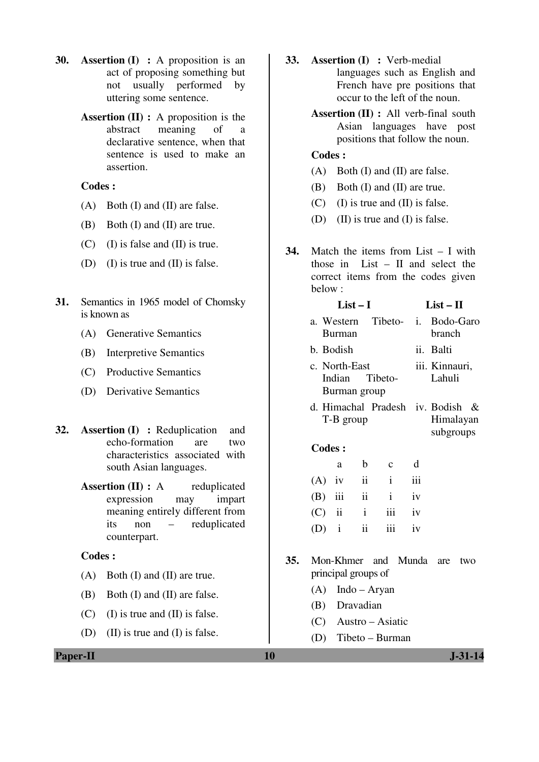30. **Assertion (I) :** A proposition is an act of proposing something but not usually performed by uttering some sentence.

    **Assertion (II) :** A proposition is the abstract meaning of a declarative sentence, when that sentence is used to make an assertion.

    **Codes :**

    (A) Both (I) and (II) are false.

    (B) Both (I) and (II) are true.

    (C) (I) is false and (II) is true.

    (D) (I) is true and (II) is false.

31. Semantics in 1965 model of Chomsky is known as

    (A) Generative Semantics

    (B) Interpretive Semantics

    (C) Productive Semantics

    (D) Derivative Semantics

32. **Assertion (I) :** Reduplication and echo-formation are two characteristics associated with south Asian languages.

    **Assertion (II) :** A reduplicated expression may impart meaning entirely different from its non – reduplicated counterpart.

    **Codes :**

    (A) Both (I) and (II) are true.

    (B) Both (I) and (II) are false.

    (C) (I) is true and (II) is false.

    (D) (II) is true and (I) is false.

33. **Assertion (I) :** Verb-medial languages such as English and French have pre positions that occur to the left of the noun.

    **Assertion (II) :** All verb-final south Asian languages have post positions that follow the noun.

    **Codes :**

    (A) Both (I) and (II) are false.

    (B) Both (I) and (II) are true.

    (C) (I) is true and (II) is false.

    (D) (II) is true and (I) is false.

34. Match the items from List – I with those in List – II and select the correct items from the codes given below :

| List – I | List – II |
|---|---|
| a. Western Tibeto-Burman | i. Bodo-Garo branch |
| b. Bodish | ii. Balti |
| c. North-East Indian Tibeto-Burman group | iii. Kinnauri, Lahuli |
| d. Himachal Pradesh T-B group | iv. Bodish & Himalayan subgroups |

**Codes :**

| | a | b | c | d |
|---|---|---|---|---|
| (A) | iv | ii | i | iii |
| (B) | iii | ii | i | iv |
| (C) | ii | i | iii | iv |
| (D) | i | ii | iii | iv |

35. Mon-Khmer and Munda are two principal groups of

    (A) Indo – Aryan

    (B) Dravadian

    (C) Austro – Asiatic

    (D) Tibeto – Burman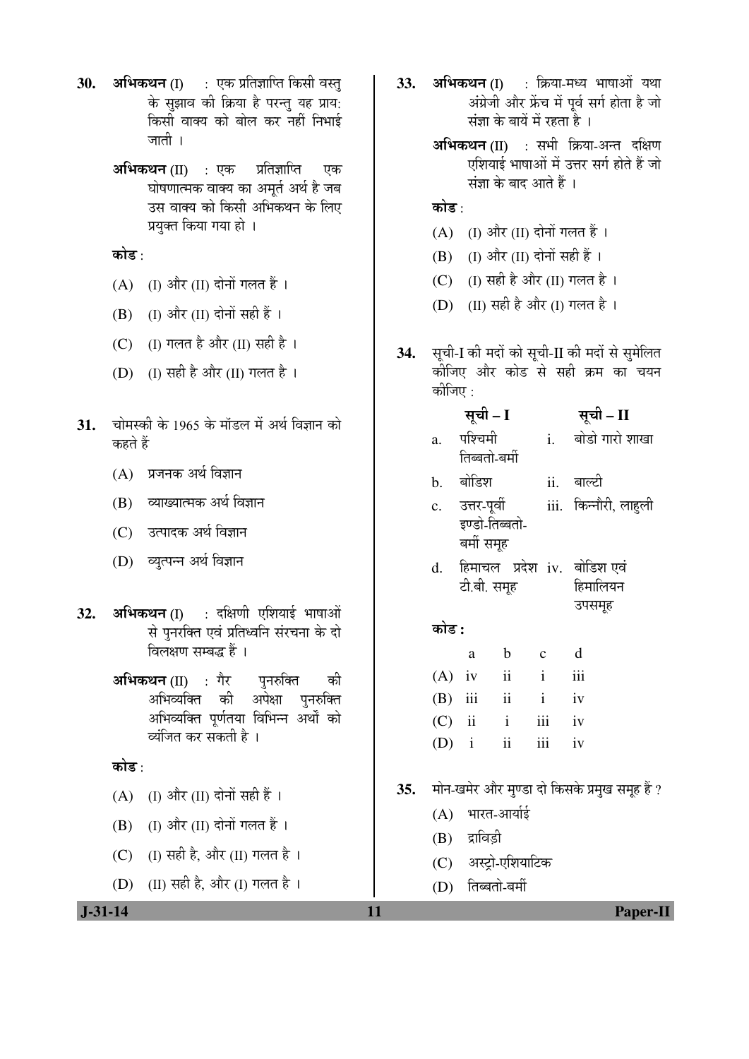**30.** **अभिकथन** (I) : एक प्रतिज्ञाप्ति किसी वस्तु के सुझाव की क्रिया है परन्तु यह प्राय: किसी वाक्य को बोल कर नहीं निभाई जाती ।

**अभिकथन** (II) : एक प्रतिज्ञाप्ति एक घोषणात्मक वाक्य का अमूर्त अर्थ है जब उस वाक्य को किसी अभिकथन के लिए प्रयुक्त किया गया हो ।

**कोड** :

(A) (I) और (II) दोनों गलत हैं ।

(B) (I) और (II) दोनों सही हैं ।

(C) (I) गलत है और (II) सही है ।

(D) (I) सही है और (II) गलत है ।

**31.** चोमस्की के 1965 के मॉडल में अर्थ विज्ञान को कहते हैं

(A) प्रजनक अर्थ विज्ञान

(B) व्याख्यात्मक अर्थ विज्ञान

(C) उत्पादक अर्थ विज्ञान

(D) व्युत्पन्न अर्थ विज्ञान

**32.** **अभिकथन** (I) : दक्षिणी एशियाई भाषाओं से पुनरक्ति एवं प्रतिध्वनि संरचना के दो विलक्षण सम्बद्ध हैं ।

**अभिकथन** (II) : गैर पुनरुक्ति की अभिव्यक्ति की अपेक्षा पुनरुक्ति अभिव्यक्ति पूर्णतया विभिन्न अर्थों को व्यंजित कर सकती है ।

**कोड** :

(A) (I) और (II) दोनों सही हैं ।

(B) (I) और (II) दोनों गलत हैं ।

(C) (I) सही है, और (II) गलत है ।

(D) (II) सही है, और (I) गलत है ।

**33.** **अभिकथन** (I) : क्रिया-मध्य भाषाओं यथा अंग्रेजी और फ्रेंच में पूर्व सर्ग होता है जो संज्ञा के बायें में रहता है ।

**अभिकथन** (II) : सभी क्रिया-अन्त दक्षिण एशियाई भाषाओं में उत्तर सर्ग होते हैं जो संज्ञा के बाद आते हैं ।

**कोड** :

(A) (I) और (II) दोनों गलत हैं ।

(B) (I) और (II) दोनों सही हैं ।

(C) (I) सही है और (II) गलत है ।

(D) (II) सही है और (I) गलत है ।

**34.** सूची-I की मदों को सूची-II की मदों से सुमेलित कीजिए और कोड से सही क्रम का चयन कीजिए :

| | सूची – I | | सूची – II |
|---|---|---|---|
| a. | पश्चिमी तिब्बतो-बर्मी | i. | बोडो गारो शाखा |
| b. | बोडिश | ii. | बाल्टी |
| c. | उत्तर-पूर्वी इण्डो-तिब्बतो-बर्मी समूह | iii. | किन्नौरी, लाहुली |
| d. | हिमाचल प्रदेश टी.बी. समूह | iv. | बोडिश एवं हिमालियन उपसमूह |

**कोड :**

| | a | b | c | d |
|---|---|---|---|---|
| (A) | iv | ii | i | iii |
| (B) | iii | ii | i | iv |
| (C) | ii | i | iii | iv |
| (D) | i | ii | iii | iv |

**35.** मोन-खमेर और मुण्डा दो किसके प्रमुख समूह हैं ?

(A) भारत-आर्याई

(B) द्राविड़ी

(C) अस्ट्रो-एशियाटिक

(D) तिब्बतो-बर्मी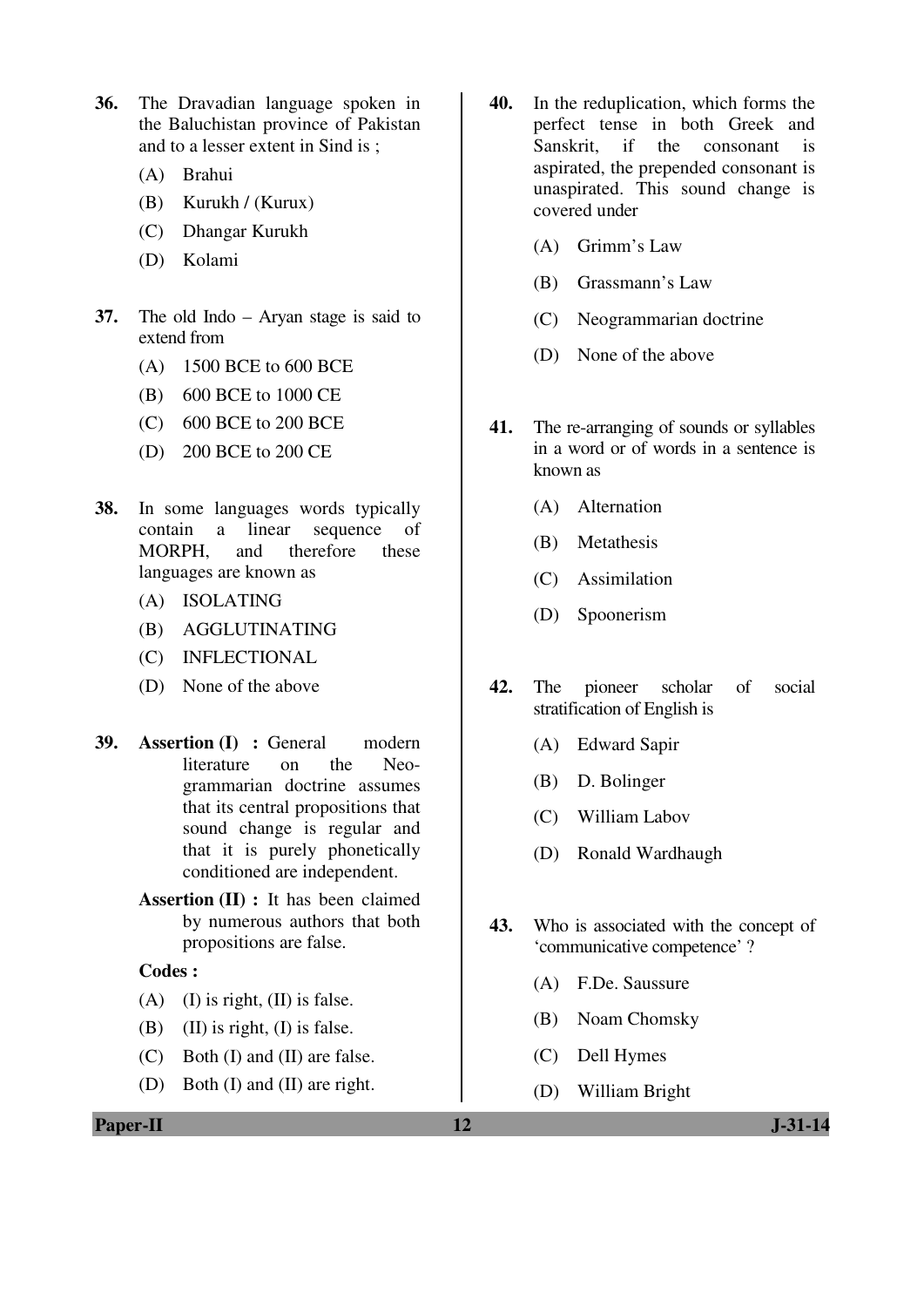36. The Dravadian language spoken in the Baluchistan province of Pakistan and to a lesser extent in Sind is ;

    (A) Brahui

    (B) Kurukh / (Kurux)

    (C) Dhangar Kurukh

    (D) Kolami

37. The old Indo – Aryan stage is said to extend from

    (A) 1500 BCE to 600 BCE

    (B) 600 BCE to 1000 CE

    (C) 600 BCE to 200 BCE

    (D) 200 BCE to 200 CE

38. In some languages words typically contain a linear sequence of MORPH, and therefore these languages are known as

    (A) ISOLATING

    (B) AGGLUTINATING

    (C) INFLECTIONAL

    (D) None of the above

39. **Assertion (I) :** General modern literature on the Neo-grammarian doctrine assumes that its central propositions that sound change is regular and that it is purely phonetically conditioned are independent.

    **Assertion (II) :** It has been claimed by numerous authors that both propositions are false.

    **Codes :**

    (A) (I) is right, (II) is false.

    (B) (II) is right, (I) is false.

    (C) Both (I) and (II) are false.

    (D) Both (I) and (II) are right.

40. In the reduplication, which forms the perfect tense in both Greek and Sanskrit, if the consonant is aspirated, the prepended consonant is unaspirated. This sound change is covered under

    (A) Grimm's Law

    (B) Grassmann's Law

    (C) Neogrammarian doctrine

    (D) None of the above

41. The re-arranging of sounds or syllables in a word or of words in a sentence is known as

    (A) Alternation

    (B) Metathesis

    (C) Assimilation

    (D) Spoonerism

42. The pioneer scholar of social stratification of English is

    (A) Edward Sapir

    (B) D. Bolinger

    (C) William Labov

    (D) Ronald Wardhaugh

43. Who is associated with the concept of 'communicative competence' ?

    (A) F.De. Saussure

    (B) Noam Chomsky

    (C) Dell Hymes

    (D) William Bright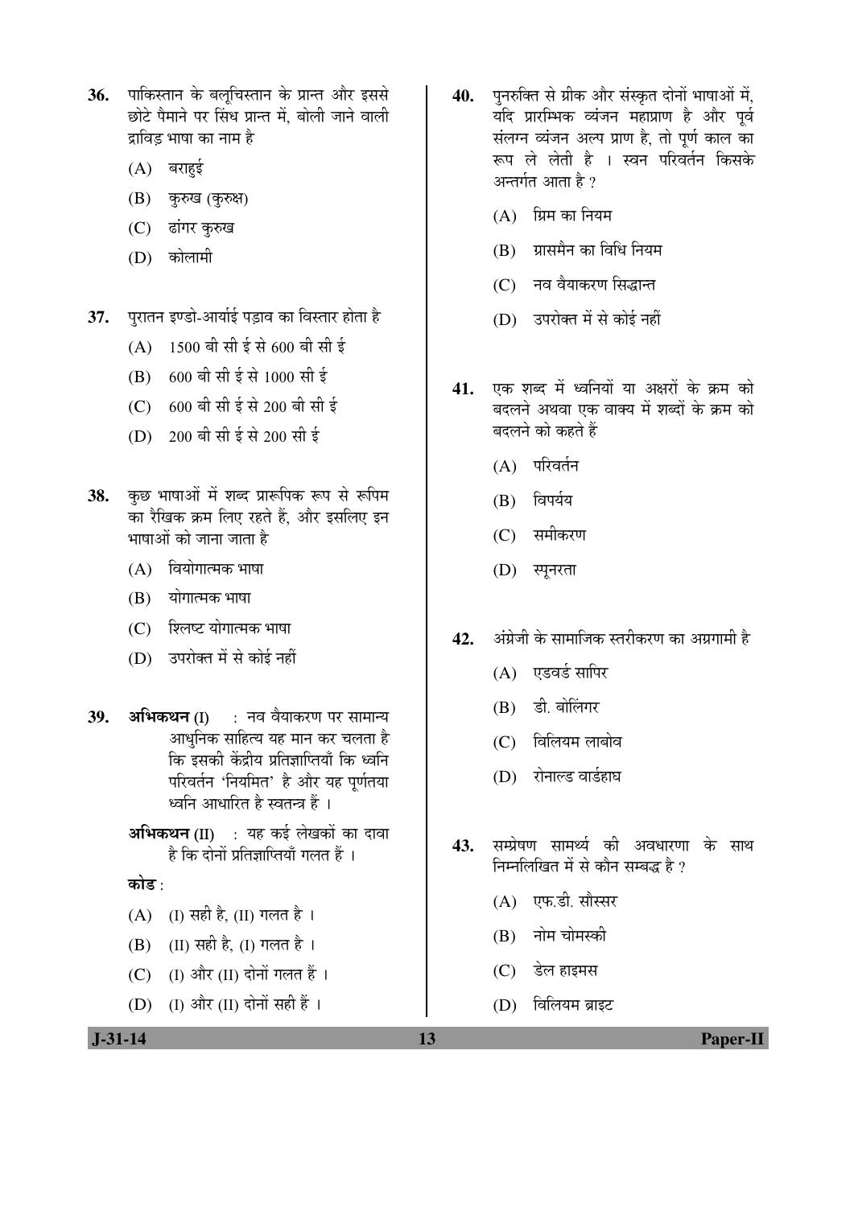36. पाकिस्तान के बलूचिस्तान के प्रान्त और इससे छोटे पैमाने पर सिंध प्रान्त में, बोली जाने वाली द्राविड़ भाषा का नाम है

    (A) बराहुई

    (B) कुरुख (कुरुक्ष)

    (C) ढांगर कुरुख

    (D) कोलामी

37. पुरातन इण्डो-आर्याई पड़ाव का विस्तार होता है

    (A) 1500 बी सी ई से 600 बी सी ई

    (B) 600 बी सी ई से 1000 सी ई

    (C) 600 बी सी ई से 200 बी सी ई

    (D) 200 बी सी ई से 200 सी ई

38. कुछ भाषाओं में शब्द प्रारूपिक रूप से रूपिम का रैखिक क्रम लिए रहते हैं, और इसलिए इन भाषाओं को जाना जाता है

    (A) वियोगात्मक भाषा

    (B) योगात्मक भाषा

    (C) श्लिष्ट योगात्मक भाषा

    (D) उपरोक्त में से कोई नहीं

39. **अभिकथन** (I) : नव वैयाकरण पर सामान्य आधुनिक साहित्य यह मान कर चलता है कि इसकी केंद्रीय प्रतिज्ञाप्तियाँ कि ध्वनि परिवर्तन 'नियमित' है और यह पूर्णतया ध्वनि आधारित है स्वतन्त्र हैं ।

    **अभिकथन** (II) : यह कई लेखकों का दावा है कि दोनों प्रतिज्ञाप्तियाँ गलत हैं ।

    **कोड** :

    (A) (I) सही है, (II) गलत है ।

    (B) (II) सही है, (I) गलत है ।

    (C) (I) और (II) दोनों गलत हैं ।

    (D) (I) और (II) दोनों सही हैं ।

40. पुनरुक्ति से ग्रीक और संस्कृत दोनों भाषाओं में, यदि प्रारम्भिक व्यंजन महाप्राण है और पूर्व संलग्न व्यंजन अल्प प्राण है, तो पूर्ण काल का रूप ले लेती है । स्वन परिवर्तन किसके अन्तर्गत आता है ?

    (A) ग्रिम का नियम

    (B) ग्रासमैन का विधि नियम

    (C) नव वैयाकरण सिद्धान्त

    (D) उपरोक्त में से कोई नहीं

41. एक शब्द में ध्वनियों या अक्षरों के क्रम को बदलने अथवा एक वाक्य में शब्दों के क्रम को बदलने को कहते हैं

    (A) परिवर्तन

    (B) विपर्यय

    (C) समीकरण

    (D) स्पूनरता

42. अंग्रेजी के सामाजिक स्तरीकरण का अग्रगामी है

    (A) एडवर्ड सापिर

    (B) डी. बोलिंगर

    (C) विलियम लाबोव

    (D) रोनाल्ड वार्डहाघ

43. सम्प्रेषण सामर्थ्य की अवधारणा के साथ निम्नलिखित में से कौन सम्बद्ध है ?

    (A) एफ.डी. सौस्सर

    (B) नोम चोमस्की

    (C) डेल हाइमस

    (D) विलियम ब्राइट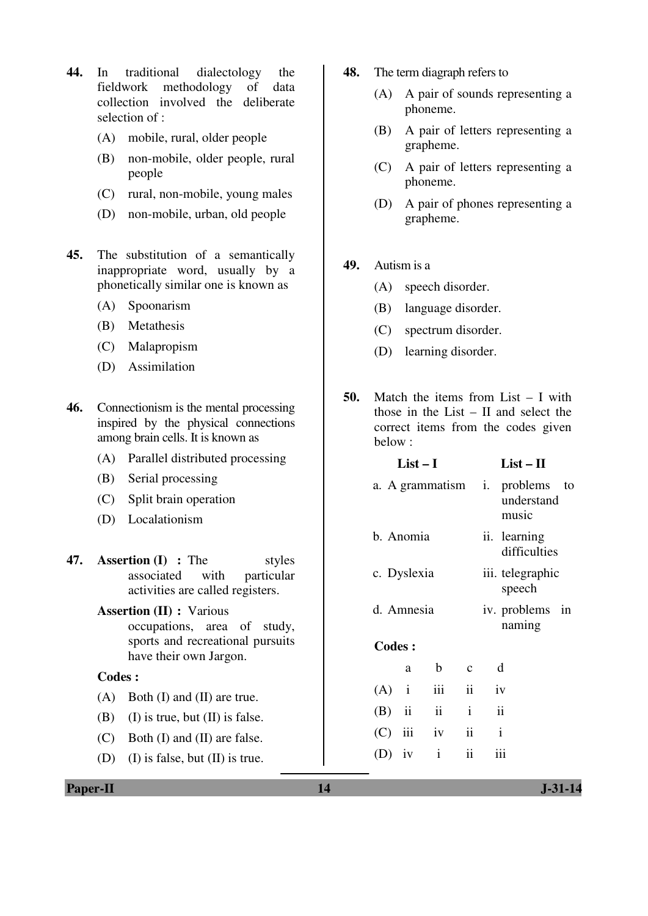44. In traditional dialectology the fieldwork methodology of data collection involved the deliberate selection of :

(A) mobile, rural, older people

(B) non-mobile, older people, rural people

(C) rural, non-mobile, young males

(D) non-mobile, urban, old people

45. The substitution of a semantically inappropriate word, usually by a phonetically similar one is known as

(A) Spoonarism

(B) Metathesis

(C) Malapropism

(D) Assimilation

46. Connectionism is the mental processing inspired by the physical connections among brain cells. It is known as

(A) Parallel distributed processing

(B) Serial processing

(C) Split brain operation

(D) Localationism

47. **Assertion (I) :** The styles associated with particular activities are called registers.

**Assertion (II) :** Various occupations, area of study, sports and recreational pursuits have their own Jargon.

**Codes :**

(A) Both (I) and (II) are true.

(B) (I) is true, but (II) is false.

(C) Both (I) and (II) are false.

(D) (I) is false, but (II) is true.

48. The term diagraph refers to

(A) A pair of sounds representing a phoneme.

(B) A pair of letters representing a grapheme.

(C) A pair of letters representing a phoneme.

(D) A pair of phones representing a grapheme.

49. Autism is a

(A) speech disorder.

(B) language disorder.

(C) spectrum disorder.

(D) learning disorder.

50. Match the items from List – I with those in the List – II and select the correct items from the codes given below :

| List – I | List – II |
|---|---|
| a. A grammatism | i. problems to understand music |
| b. Anomia | ii. learning difficulties |
| c. Dyslexia | iii. telegraphic speech |
| d. Amnesia | iv. problems in naming |

**Codes :**

| | a | b | c | d |
|---|---|---|---|---|
| (A) | i | iii | ii | iv |
| (B) | ii | ii | i | ii |
| (C) | iii | iv | ii | i |
| (D) | iv | i | ii | iii |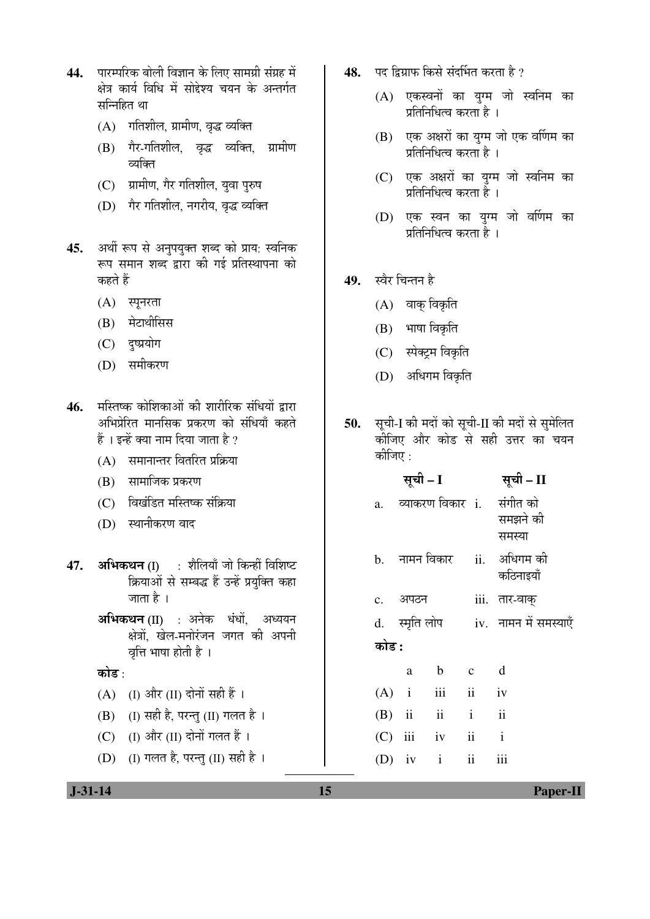**44.** पारम्परिक बोली विज्ञान के लिए सामग्री संग्रह में क्षेत्र कार्य विधि में सोद्देश्य चयन के अन्तर्गत सन्निहित था

(A) गतिशील, ग्रामीण, वृद्ध व्यक्ति

(B) गैर-गतिशील, वृद्ध व्यक्ति, ग्रामीण व्यक्ति

(C) ग्रामीण, गैर गतिशील, युवा पुरुष

(D) गैर गतिशील, नगरीय, वृद्ध व्यक्ति

**45.** अर्थी रूप से अनुपयुक्त शब्द को प्राय: स्वनिक रूप समान शब्द द्वारा की गई प्रतिस्थापना को कहते हैं

(A) स्पूनरता

(B) मेटाथीसिस

(C) दुष्प्रयोग

(D) समीकरण

**46.** मस्तिष्क कोशिकाओं की शारीरिक संधियों द्वारा अभिप्रेरित मानसिक प्रकरण को संधियाँ कहते हैं । इन्हें क्या नाम दिया जाता है ?

(A) समानान्तर वितरित प्रक्रिया

(B) सामाजिक प्रकरण

(C) विखंडित मस्तिष्क संक्रिया

(D) स्थानीकरण वाद

**47.** **अभिकथन** (I) : शैलियाँ जो किन्हीं विशिष्ट क्रियाओं से सम्बद्ध हैं उन्हें प्रयुक्ति कहा जाता है ।

**अभिकथन** (II) : अनेक धंधों, अध्ययन क्षेत्रों, खेल-मनोरंजन जगत की अपनी वृत्ति भाषा होती है ।

**कोड** :

(A) (I) और (II) दोनों सही हैं ।

(B) (I) सही है, परन्तु (II) गलत है ।

(C) (I) और (II) दोनों गलत हैं ।

(D) (I) गलत है, परन्तु (II) सही है ।

**48.** पद द्विग्राफ किसे संदर्भित करता है ?

(A) एकस्वनों का युग्म जो स्वनिम का प्रतिनिधित्व करता है ।

(B) एक अक्षरों का युग्म जो एक वर्णिम का प्रतिनिधित्व करता है ।

(C) एक अक्षरों का युग्म जो स्वनिम का प्रतिनिधित्व करता है ।

(D) एक स्वन का युग्म जो वर्णिम का प्रतिनिधित्व करता है ।

**49.** स्वैर चिन्तन है

(A) वाक् विकृति

(B) भाषा विकृति

(C) स्पेक्ट्रम विकृति

(D) अधिगम विकृति

**50.** सूची-I की मदों को सूची-II की मदों से सुमेलित कीजिए और कोड से सही उत्तर का चयन कीजिए :

| | **सूची – I** | | **सूची – II** |
|---|---|---|---|
| a. | व्याकरण विकार | i. | संगीत को समझने की समस्या |
| b. | नामन विकार | ii. | अधिगम की कठिनाइयाँ |
| c. | अपठन | iii. | तार-वाक् |
| d. | स्मृति लोप | iv. | नामन में समस्याएँ |

**कोड :**

| | a | b | c | d |
|---|---|---|---|---|
| (A) | i | iii | ii | iv |
| (B) | ii | ii | i | ii |
| (C) | iii | iv | ii | i |
| (D) | iv | i | ii | iii |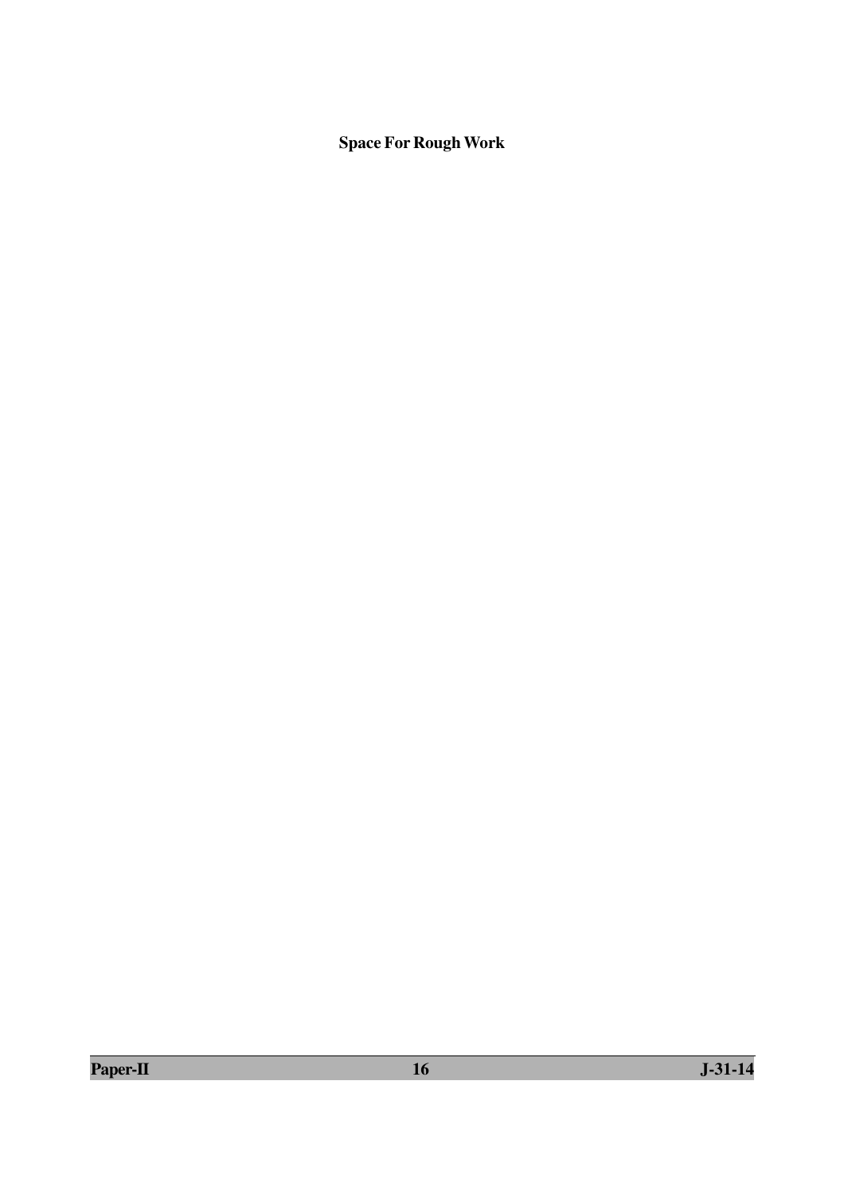**Space For Rough Work**